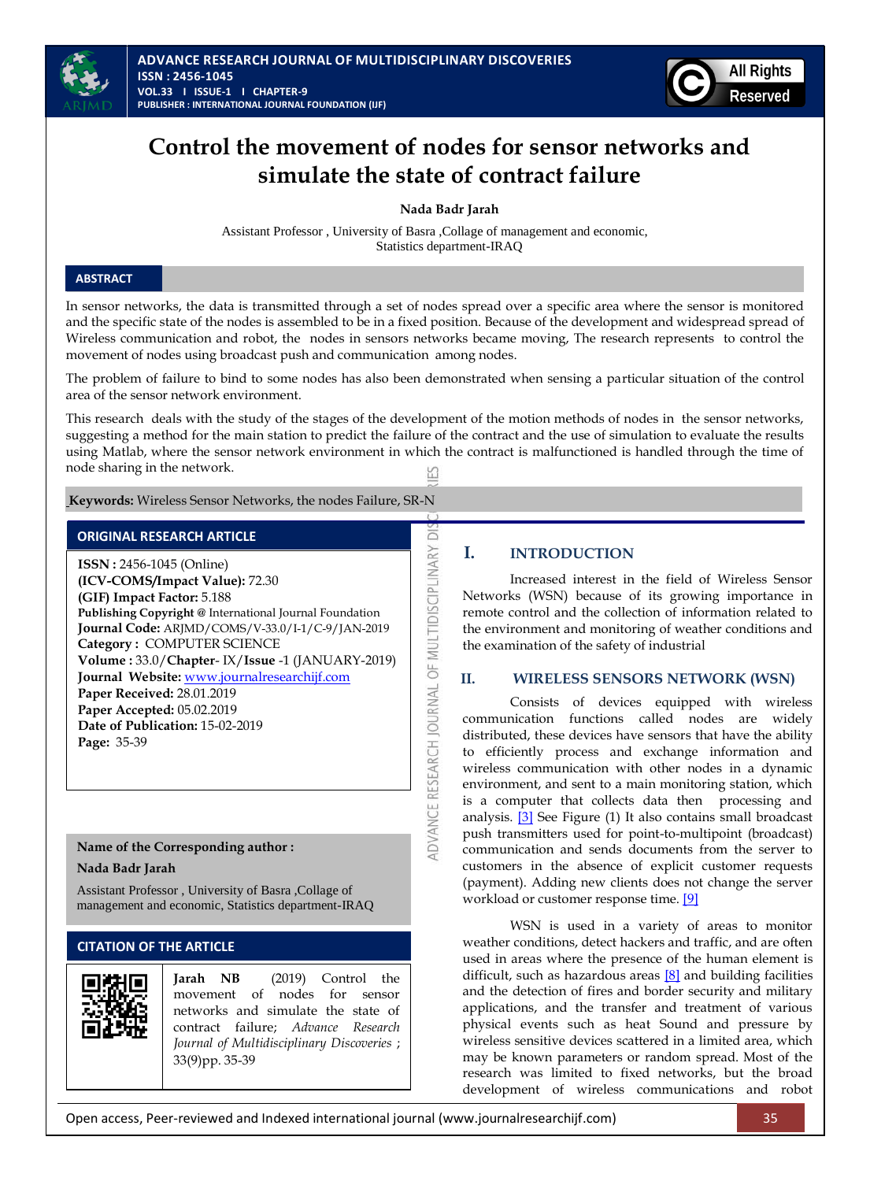# Control the movement of nodes for sensor networks and simulate the state of contract failure

**Nada Badr Jarah**

Assistant Professor , University of Basra ,Collage of management and economic, Statistics department-IRAQ

## ABSTRACT

In sensor networks, the data is transmitted through a set of nodes spread over a specific area where the sensor is monitored and the specific state of the nodes is assembled to be in a fixed position. Because of the development and widespread spread of Wireless communication and robot, the nodes in sensors networks became moving, The research represents to control the movement of nodes using broadcast push and communication among nodes.

The problem of failure to bind to some nodes has also been demonstrated when sensing a particular situation of the control area of the sensor network environment.

This research deals with the study of the stages of the development of the motion methods of nodes in the sensor networks, suggesting a method for the main station to predict the failure of the contract and the use of simulation to evaluate the results using Matlab, where the sensor network environment in which the contract is malfunctioned is handled through the time of node sharing in the network.

**Keywords:** Wireless Sensor Networks, the nodes Failure, SR-N

## ORIGINAL RESEARCH ARTICLE

**ISSN :** 2456-1045 (Online)
**(ICV-COMS/Impact Value):** 72.30
**(GIF) Impact Factor:** 5.188
**Publishing Copyright @** International Journal Foundation
**Journal Code:** ARJMD/COMS/V-33.0/I-1/C-9/JAN-2019
**Category :** COMPUTER SCIENCE
**Volume :** 33.0/**Chapter**- IX/**Issue** -1 (JANUARY-2019)
**Journal Website:** www.journalresearchijf.com
**Paper Received:** 28.01.2019
**Paper Accepted:** 05.02.2019
**Date of Publication:** 15-02-2019
**Page:** 35-39

**Name of the Corresponding author :**

**Nada Badr Jarah**

Assistant Professor , University of Basra ,Collage of management and economic, Statistics department-IRAQ

## CITATION OF THE ARTICLE

**Jarah NB** (2019) Control the movement of nodes for sensor networks and simulate the state of contract failure; *Advance Research Journal of Multidisciplinary Discoveries* ; 33(9)pp. 35-39

## I. INTRODUCTION

Increased interest in the field of Wireless Sensor Networks (WSN) because of its growing importance in remote control and the collection of information related to the environment and monitoring of weather conditions and the examination of the safety of industrial

## II. WIRELESS SENSORS NETWORK (WSN)

Consists of devices equipped with wireless communication functions called nodes are widely distributed, these devices have sensors that have the ability to efficiently process and exchange information and wireless communication with other nodes in a dynamic environment, and sent to a main monitoring station, which is a computer that collects data then processing and analysis. [3] See Figure (1) It also contains small broadcast push transmitters used for point-to-multipoint (broadcast) communication and sends documents from the server to customers in the absence of explicit customer requests (payment). Adding new clients does not change the server workload or customer response time. [9]

WSN is used in a variety of areas to monitor weather conditions, detect hackers and traffic, and are often used in areas where the presence of the human element is difficult, such as hazardous areas [8] and building facilities and the detection of fires and border security and military applications, and the transfer and treatment of various physical events such as heat Sound and pressure by wireless sensitive devices scattered in a limited area, which may be known parameters or random spread. Most of the research was limited to fixed networks, but the broad development of wireless communications and robot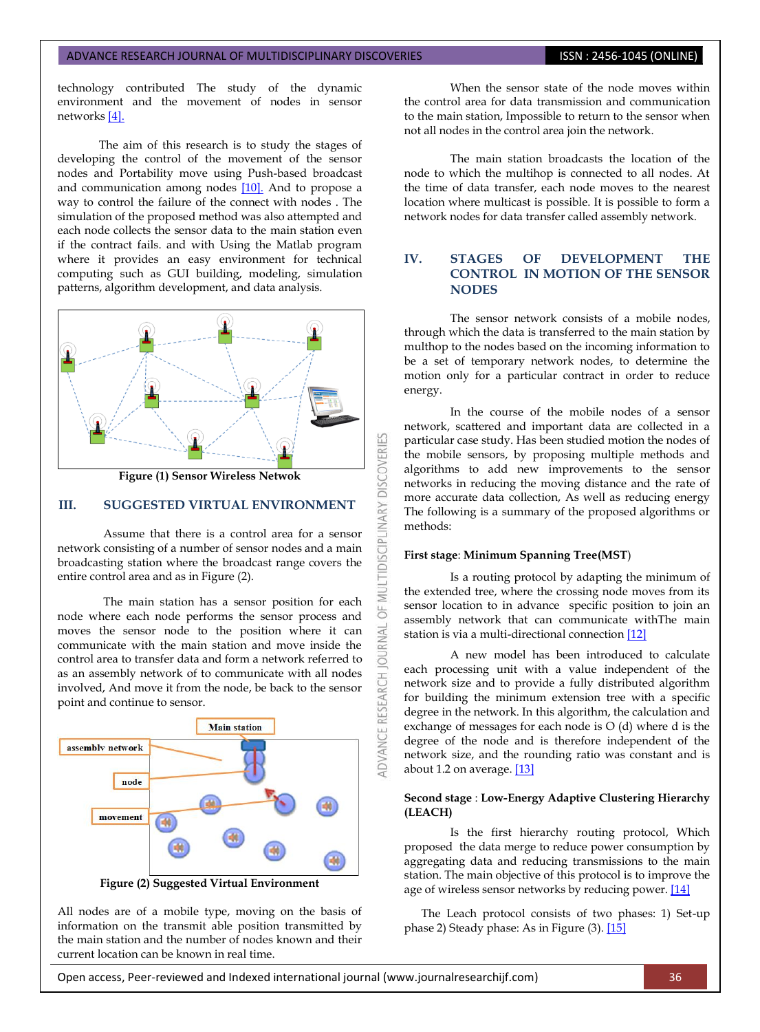technology contributed The study of the dynamic environment and the movement of nodes in sensor networks [4].

The aim of this research is to study the stages of developing the control of the movement of the sensor nodes and Portability move using Push-based broadcast and communication among nodes [10]. And to propose a way to control the failure of the connect with nodes . The simulation of the proposed method was also attempted and each node collects the sensor data to the main station even if the contract fails. and with Using the Matlab program where it provides an easy environment for technical computing such as GUI building, modeling, simulation patterns, algorithm development, and data analysis.

Figure (1) Sensor Wireless Netwok

## III. SUGGESTED VIRTUAL ENVIRONMENT

Assume that there is a control area for a sensor network consisting of a number of sensor nodes and a main broadcasting station where the broadcast range covers the entire control area and as in Figure (2).

The main station has a sensor position for each node where each node performs the sensor process and moves the sensor node to the position where it can communicate with the main station and move inside the control area to transfer data and form a network referred to as an assembly network of to communicate with all nodes involved, And move it from the node, be back to the sensor point and continue to sensor.

Figure (2) Suggested Virtual Environment

All nodes are of a mobile type, moving on the basis of information on the transmit able position transmitted by the main station and the number of nodes known and their current location can be known in real time.

When the sensor state of the node moves within the control area for data transmission and communication to the main station, Impossible to return to the sensor when not all nodes in the control area join the network.

The main station broadcasts the location of the node to which the multihop is connected to all nodes. At the time of data transfer, each node moves to the nearest location where multicast is possible. It is possible to form a network nodes for data transfer called assembly network.

## IV. STAGES OF DEVELOPMENT THE CONTROL IN MOTION OF THE SENSOR NODES

The sensor network consists of a mobile nodes, through which the data is transferred to the main station by multhop to the nodes based on the incoming information to be a set of temporary network nodes, to determine the motion only for a particular contract in order to reduce energy.

In the course of the mobile nodes of a sensor network, scattered and important data are collected in a particular case study. Has been studied motion the nodes of the mobile sensors, by proposing multiple methods and algorithms to add new improvements to the sensor networks in reducing the moving distance and the rate of more accurate data collection, As well as reducing energy The following is a summary of the proposed algorithms or methods:

**First stage**: **Minimum Spanning Tree(MST**)

Is a routing protocol by adapting the minimum of the extended tree, where the crossing node moves from its sensor location to in advance specific position to join an assembly network that can communicate withThe main station is via a multi-directional connection [12]

A new model has been introduced to calculate each processing unit with a value independent of the network size and to provide a fully distributed algorithm for building the minimum extension tree with a specific degree in the network. In this algorithm, the calculation and exchange of messages for each node is O (d) where d is the degree of the node and is therefore independent of the network size, and the rounding ratio was constant and is about 1.2 on average. [13]

**Second stage** : **Low-Energy Adaptive Clustering Hierarchy (LEACH)**

Is the first hierarchy routing protocol, Which proposed the data merge to reduce power consumption by aggregating data and reducing transmissions to the main station. The main objective of this protocol is to improve the age of wireless sensor networks by reducing power. [14]

The Leach protocol consists of two phases: 1) Set-up phase 2) Steady phase: As in Figure (3). [15]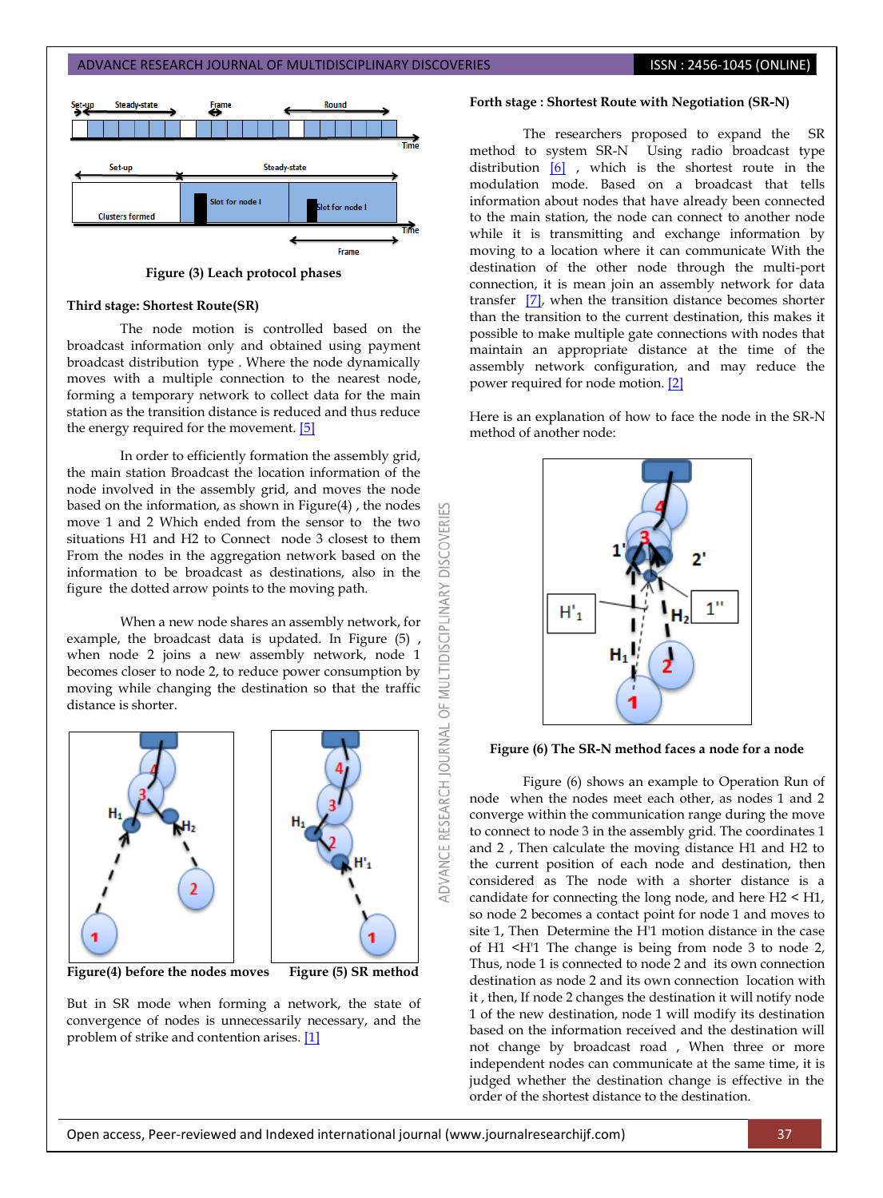Figure (3) Leach protocol phases

### Third stage: Shortest Route(SR)

The node motion is controlled based on the broadcast information only and obtained using payment broadcast distribution type . Where the node dynamically moves with a multiple connection to the nearest node, forming a temporary network to collect data for the main station as the transition distance is reduced and thus reduce the energy required for the movement. [5]

In order to efficiently formation the assembly grid, the main station Broadcast the location information of the node involved in the assembly grid, and moves the node based on the information, as shown in Figure(4) , the nodes move 1 and 2 Which ended from the sensor to the two situations H1 and H2 to Connect node 3 closest to them From the nodes in the aggregation network based on the information to be broadcast as destinations, also in the figure the dotted arrow points to the moving path.

When a new node shares an assembly network, for example, the broadcast data is updated. In Figure (5) , when node 2 joins a new assembly network, node 1 becomes closer to node 2, to reduce power consumption by moving while changing the destination so that the traffic distance is shorter.

Figure(4) before the nodes moves Figure (5) SR method

But in SR mode when forming a network, the state of convergence of nodes is unnecessarily necessary, and the problem of strike and contention arises. [1]

### Forth stage : Shortest Route with Negotiation (SR-N)

The researchers proposed to expand the SR method to system SR-N Using radio broadcast type distribution [6] , which is the shortest route in the modulation mode. Based on a broadcast that tells information about nodes that have already been connected to the main station, the node can connect to another node while it is transmitting and exchange information by moving to a location where it can communicate With the destination of the other node through the multi-port connection, it is mean join an assembly network for data transfer [7], when the transition distance becomes shorter than the transition to the current destination, this makes it possible to make multiple gate connections with nodes that maintain an appropriate distance at the time of the assembly network configuration, and may reduce the power required for node motion. [2]

Here is an explanation of how to face the node in the SR-N method of another node:

Figure (6) The SR-N method faces a node for a node

Figure (6) shows an example to Operation Run of node when the nodes meet each other, as nodes 1 and 2 converge within the communication range during the move to connect to node 3 in the assembly grid. The coordinates 1 and 2 , Then calculate the moving distance H1 and H2 to the current position of each node and destination, then considered as The node with a shorter distance is a candidate for connecting the long node, and here H2 < H1, so node 2 becomes a contact point for node 1 and moves to site 1, Then Determine the H'1 motion distance in the case of H1 <H'1 The change is being from node 3 to node 2, Thus, node 1 is connected to node 2 and its own connection destination as node 2 and its own connection location with it , then, If node 2 changes the destination it will notify node 1 of the new destination, node 1 will modify its destination based on the information received and the destination will not change by broadcast road , When three or more independent nodes can communicate at the same time, it is judged whether the destination change is effective in the order of the shortest distance to the destination.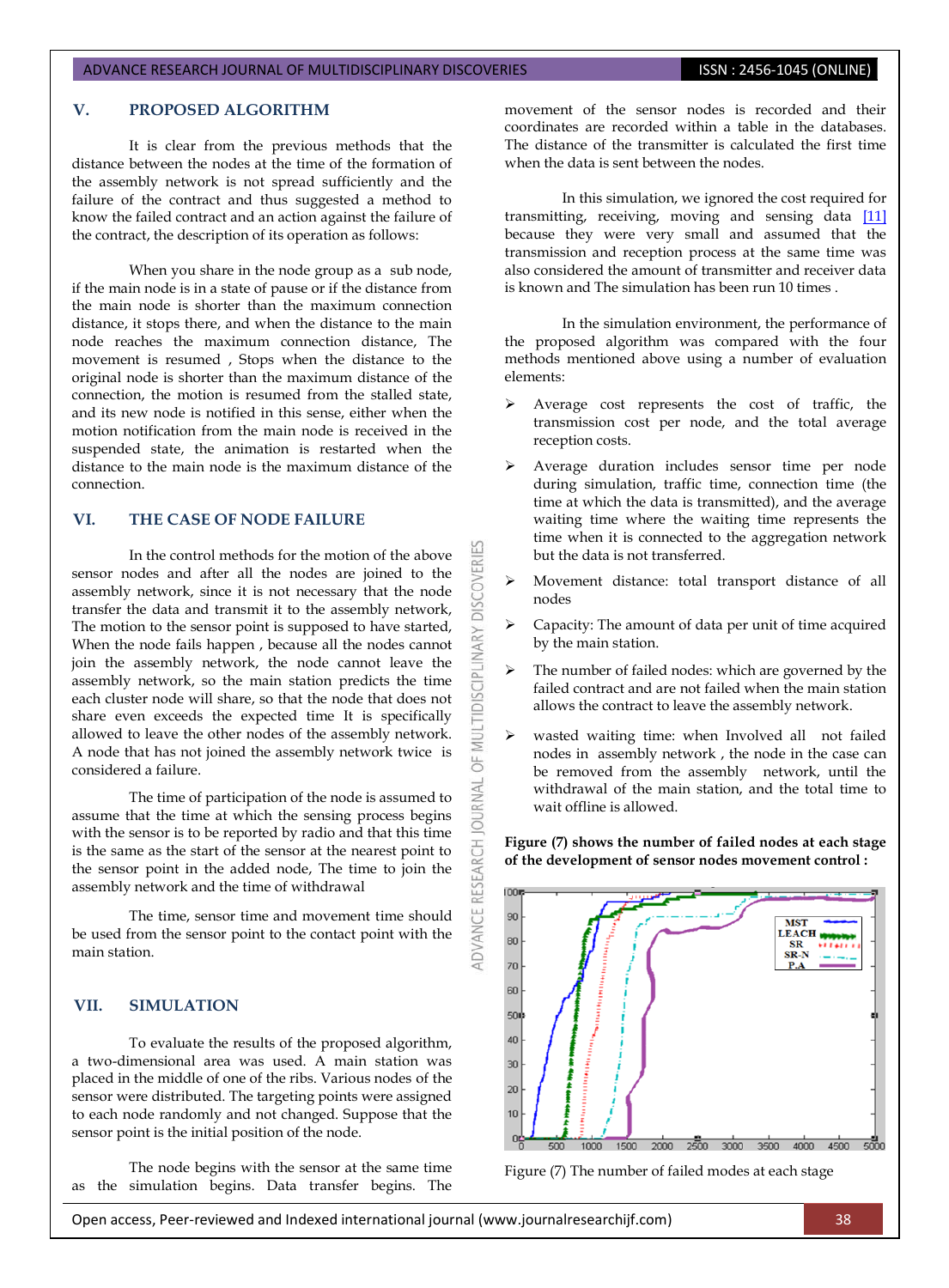## V. PROPOSED ALGORITHM

It is clear from the previous methods that the distance between the nodes at the time of the formation of the assembly network is not spread sufficiently and the failure of the contract and thus suggested a method to know the failed contract and an action against the failure of the contract, the description of its operation as follows:

When you share in the node group as a sub node, if the main node is in a state of pause or if the distance from the main node is shorter than the maximum connection distance, it stops there, and when the distance to the main node reaches the maximum connection distance, The movement is resumed , Stops when the distance to the original node is shorter than the maximum distance of the connection, the motion is resumed from the stalled state, and its new node is notified in this sense, either when the motion notification from the main node is received in the suspended state, the animation is restarted when the distance to the main node is the maximum distance of the connection.

## VI. THE CASE OF NODE FAILURE

In the control methods for the motion of the above sensor nodes and after all the nodes are joined to the assembly network, since it is not necessary that the node transfer the data and transmit it to the assembly network, The motion to the sensor point is supposed to have started, When the node fails happen , because all the nodes cannot join the assembly network, the node cannot leave the assembly network, so the main station predicts the time each cluster node will share, so that the node that does not share even exceeds the expected time It is specifically allowed to leave the other nodes of the assembly network. A node that has not joined the assembly network twice is considered a failure.

The time of participation of the node is assumed to assume that the time at which the sensing process begins with the sensor is to be reported by radio and that this time is the same as the start of the sensor at the nearest point to the sensor point in the added node, The time to join the assembly network and the time of withdrawal

The time, sensor time and movement time should be used from the sensor point to the contact point with the main station.

## VII. SIMULATION

To evaluate the results of the proposed algorithm, a two-dimensional area was used. A main station was placed in the middle of one of the ribs. Various nodes of the sensor were distributed. The targeting points were assigned to each node randomly and not changed. Suppose that the sensor point is the initial position of the node.

The node begins with the sensor at the same time as the simulation begins. Data transfer begins. The movement of the sensor nodes is recorded and their coordinates are recorded within a table in the databases. The distance of the transmitter is calculated the first time when the data is sent between the nodes.

In this simulation, we ignored the cost required for transmitting, receiving, moving and sensing data [11] because they were very small and assumed that the transmission and reception process at the same time was also considered the amount of transmitter and receiver data is known and The simulation has been run 10 times .

In the simulation environment, the performance of the proposed algorithm was compared with the four methods mentioned above using a number of evaluation elements:

- Average cost represents the cost of traffic, the transmission cost per node, and the total average reception costs.
- Average duration includes sensor time per node during simulation, traffic time, connection time (the time at which the data is transmitted), and the average waiting time where the waiting time represents the time when it is connected to the aggregation network but the data is not transferred.
- Movement distance: total transport distance of all nodes
- Capacity: The amount of data per unit of time acquired by the main station.
- The number of failed nodes: which are governed by the failed contract and are not failed when the main station allows the contract to leave the assembly network.
- wasted waiting time: when Involved all not failed nodes in assembly network , the node in the case can be removed from the assembly network, until the withdrawal of the main station, and the total time to wait offline is allowed.

**Figure (7) shows the number of failed nodes at each stage of the development of sensor nodes movement control :**

Figure (7) The number of failed modes at each stage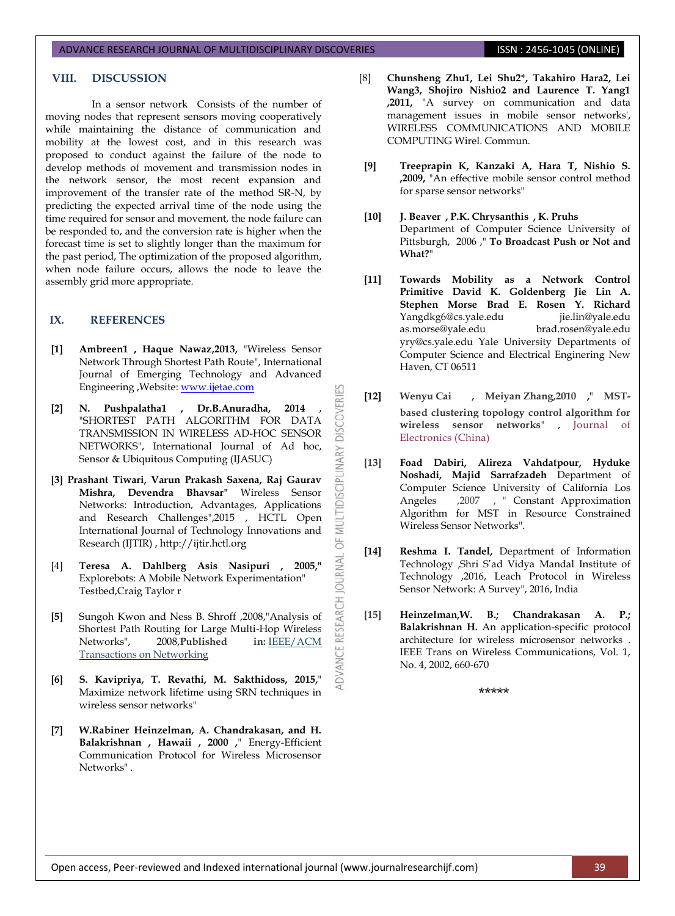## VIII. DISCUSSION

In a sensor network Consists of the number of moving nodes that represent sensors moving cooperatively while maintaining the distance of communication and mobility at the lowest cost, and in this research was proposed to conduct against the failure of the node to develop methods of movement and transmission nodes in the network sensor, the most recent expansion and improvement of the transfer rate of the method SR-N, by predicting the expected arrival time of the node using the time required for sensor and movement, the node failure can be responded to, and the conversion rate is higher when the forecast time is set to slightly longer than the maximum for the past period, The optimization of the proposed algorithm, when node failure occurs, allows the node to leave the assembly grid more appropriate.

## IX. REFERENCES

**[1]** **Ambreen1 , Haque Nawaz,2013,** "Wireless Sensor Network Through Shortest Path Route", International Journal of Emerging Technology and Advanced Engineering ,Website: www.ijetae.com

**[2]** **N. Pushpalatha1 , Dr.B.Anuradha, 2014** , "SHORTEST PATH ALGORITHM FOR DATA TRANSMISSION IN WIRELESS AD-HOC SENSOR NETWORKS", International Journal of Ad hoc, Sensor & Ubiquitous Computing (IJASUC)

**[3] Prashant Tiwari, Varun Prakash Saxena, Raj Gaurav Mishra, Devendra Bhavsar"** Wireless Sensor Networks: Introduction, Advantages, Applications and Research Challenges",2015 , HCTL Open International Journal of Technology Innovations and Research (IJTIR) , http://ijtir.hctl.org

[4] **Teresa A. Dahlberg Asis Nasipuri , 2005,"** Explorebots: A Mobile Network Experimentation" Testbed,Craig Taylor r

**[5]** Sungoh Kwon and Ness B. Shroff ,2008,"Analysis of Shortest Path Routing for Large Multi-Hop Wireless Networks", 2008,**Published in:** IEEE/ACM Transactions on Networking

**[6]** **S. Kavipriya, T. Revathi, M. Sakthidoss, 2015,**" Maximize network lifetime using SRN techniques in wireless sensor networks"

**[7]** **W.Rabiner Heinzelman, A. Chandrakasan, and H. Balakrishnan , Hawaii , 2000 ,**" Energy-Efficient Communication Protocol for Wireless Microsensor Networks" .

[8] **Chunsheng Zhu1, Lei Shu2\*, Takahiro Hara2, Lei Wang3, Shojiro Nishio2 and Laurence T. Yang1 ,2011,** "A survey on communication and data management issues in mobile sensor networks', WIRELESS COMMUNICATIONS AND MOBILE COMPUTING Wirel. Commun.

**[9]** **Treeprapin K, Kanzaki A, Hara T, Nishio S. ,2009,** "An effective mobile sensor control method for sparse sensor networks"

**[10]** **J. Beaver , P.K. Chrysanthis , K. Pruhs** Department of Computer Science University of Pittsburgh, 2006 ," **To Broadcast Push or Not and What?**"

**[11]** **Towards Mobility as a Network Control Primitive David K. Goldenberg Jie Lin A. Stephen Morse Brad E. Rosen Y. Richard** Yangdkg6@cs.yale.edu jie.lin@yale.edu as.morse@yale.edu brad.rosen@yale.edu yry@cs.yale.edu Yale University Departments of Computer Science and Electrical Enginering New Haven, CT 06511

**[12]** **Wenyu Cai , Meiyan Zhang,2010 ,"** **MST-based clustering topology control algorithm for wireless sensor networks"** , Journal of Electronics (China)

[13] **Foad Dabiri, Alireza Vahdatpour, Hyduke Noshadi, Majid Sarrafzadeh** Department of Computer Science University of California Los Angeles ,2007 , " Constant Approximation Algorithm for MST in Resource Constrained Wireless Sensor Networks".

**[14]** **Reshma I. Tandel,** Department of Information Technology ,Shri S'ad Vidya Mandal Institute of Technology ,2016, Leach Protocol in Wireless Sensor Network: A Survey", 2016, India

[15] **Heinzelman,W. B.; Chandrakasan A. P.; Balakrishnan H.** An application-specific protocol architecture for wireless microsensor networks . IEEE Trans on Wireless Communications, Vol. 1, No. 4, 2002, 660-670

\*\*\*\*\*